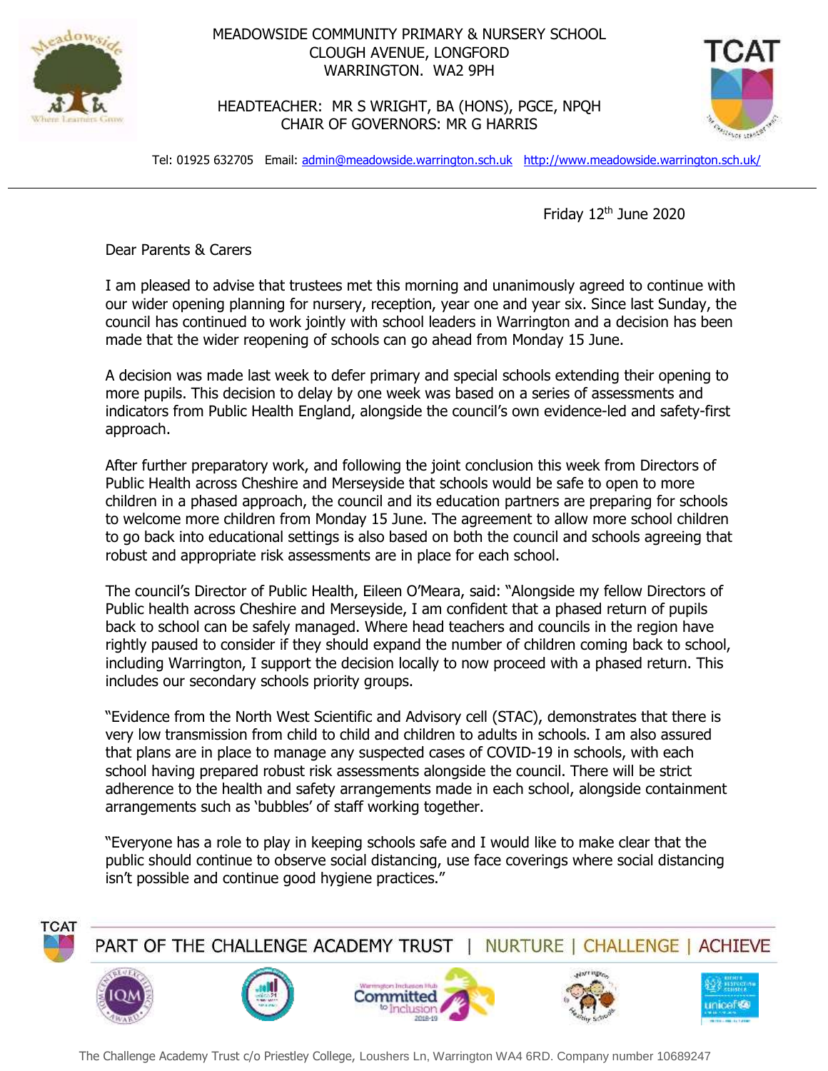MEADOWSIDE COMMUNITY PRIMARY & NURSERY SCHOOL
CLOUGH AVENUE, LONGFORD
WARRINGTON. WA2 9PH

HEADTEACHER: MR S WRIGHT, BA (HONS), PGCE, NPQH
CHAIR OF GOVERNORS: MR G HARRIS

Tel: 01925 632705 Email: admin@meadowside.warrington.sch.uk http://www.meadowside.warrington.sch.uk/

---

Friday 12th June 2020

Dear Parents & Carers

I am pleased to advise that trustees met this morning and unanimously agreed to continue with our wider opening planning for nursery, reception, year one and year six. Since last Sunday, the council has continued to work jointly with school leaders in Warrington and a decision has been made that the wider reopening of schools can go ahead from Monday 15 June.

A decision was made last week to defer primary and special schools extending their opening to more pupils. This decision to delay by one week was based on a series of assessments and indicators from Public Health England, alongside the council's own evidence-led and safety-first approach.

After further preparatory work, and following the joint conclusion this week from Directors of Public Health across Cheshire and Merseyside that schools would be safe to open to more children in a phased approach, the council and its education partners are preparing for schools to welcome more children from Monday 15 June. The agreement to allow more school children to go back into educational settings is also based on both the council and schools agreeing that robust and appropriate risk assessments are in place for each school.

The council's Director of Public Health, Eileen O'Meara, said: "Alongside my fellow Directors of Public health across Cheshire and Merseyside, I am confident that a phased return of pupils back to school can be safely managed. Where head teachers and councils in the region have rightly paused to consider if they should expand the number of children coming back to school, including Warrington, I support the decision locally to now proceed with a phased return. This includes our secondary schools priority groups.

"Evidence from the North West Scientific and Advisory cell (STAC), demonstrates that there is very low transmission from child to child and children to adults in schools. I am also assured that plans are in place to manage any suspected cases of COVID-19 in schools, with each school having prepared robust risk assessments alongside the council. There will be strict adherence to the health and safety arrangements made in each school, alongside containment arrangements such as 'bubbles' of staff working together.

"Everyone has a role to play in keeping schools safe and I would like to make clear that the public should continue to observe social distancing, use face coverings where social distancing isn't possible and continue good hygiene practices."

PART OF THE CHALLENGE ACADEMY TRUST | NURTURE | CHALLENGE | ACHIEVE

The Challenge Academy Trust c/o Priestley College, Loushers Ln, Warrington WA4 6RD. Company number 10689247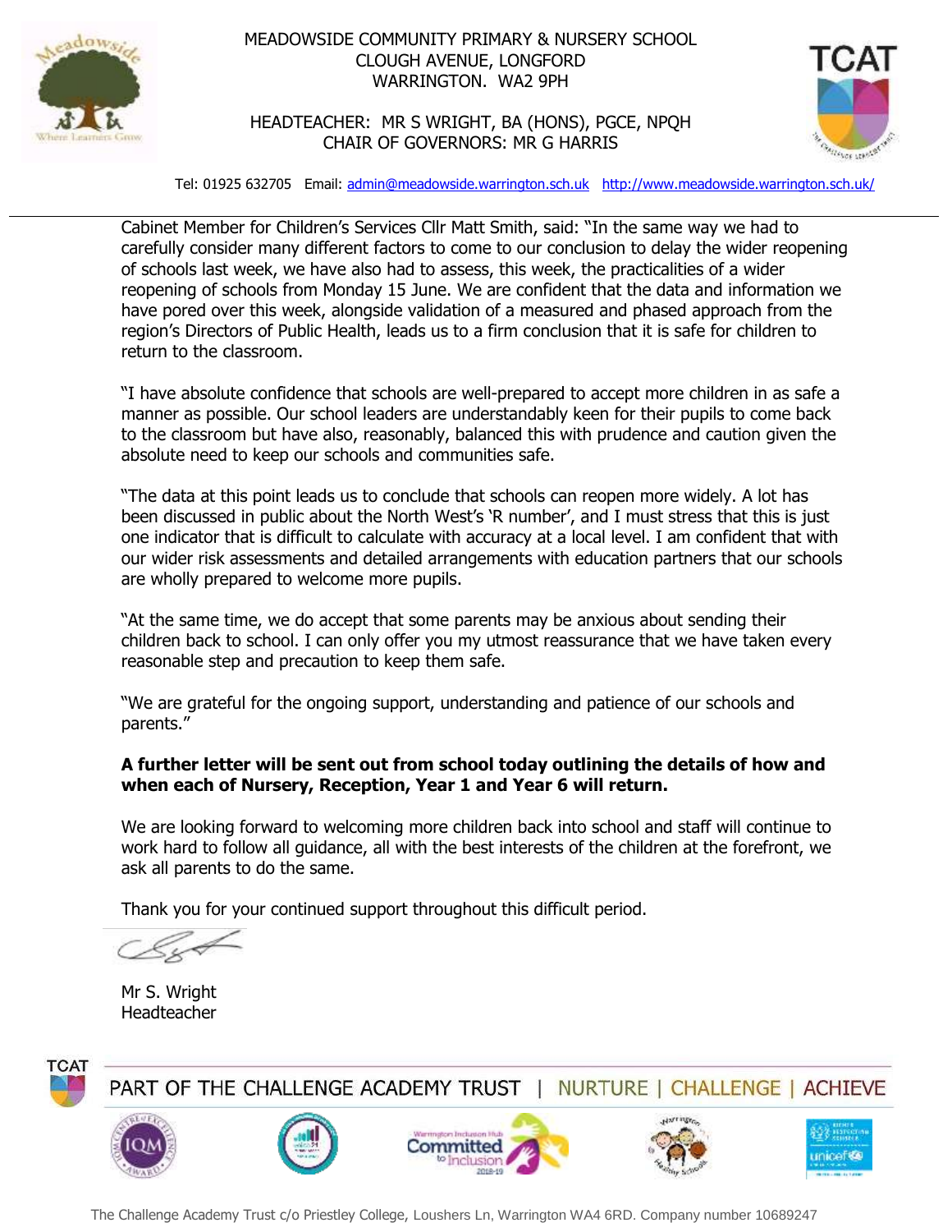Cabinet Member for Children's Services Cllr Matt Smith, said: "In the same way we had to carefully consider many different factors to come to our conclusion to delay the wider reopening of schools last week, we have also had to assess, this week, the practicalities of a wider reopening of schools from Monday 15 June. We are confident that the data and information we have pored over this week, alongside validation of a measured and phased approach from the region's Directors of Public Health, leads us to a firm conclusion that it is safe for children to return to the classroom.

"I have absolute confidence that schools are well-prepared to accept more children in as safe a manner as possible. Our school leaders are understandably keen for their pupils to come back to the classroom but have also, reasonably, balanced this with prudence and caution given the absolute need to keep our schools and communities safe.

"The data at this point leads us to conclude that schools can reopen more widely. A lot has been discussed in public about the North West's 'R number', and I must stress that this is just one indicator that is difficult to calculate with accuracy at a local level. I am confident that with our wider risk assessments and detailed arrangements with education partners that our schools are wholly prepared to welcome more pupils.

"At the same time, we do accept that some parents may be anxious about sending their children back to school. I can only offer you my utmost reassurance that we have taken every reasonable step and precaution to keep them safe.

"We are grateful for the ongoing support, understanding and patience of our schools and parents."

**A further letter will be sent out from school today outlining the details of how and when each of Nursery, Reception, Year 1 and Year 6 will return.**

We are looking forward to welcoming more children back into school and staff will continue to work hard to follow all guidance, all with the best interests of the children at the forefront, we ask all parents to do the same.

Thank you for your continued support throughout this difficult period.

Mr S. Wright
Headteacher

PART OF THE CHALLENGE ACADEMY TRUST | NURTURE | CHALLENGE | ACHIEVE

The Challenge Academy Trust c/o Priestley College, Loushers Ln, Warrington WA4 6RD. Company number 10689247